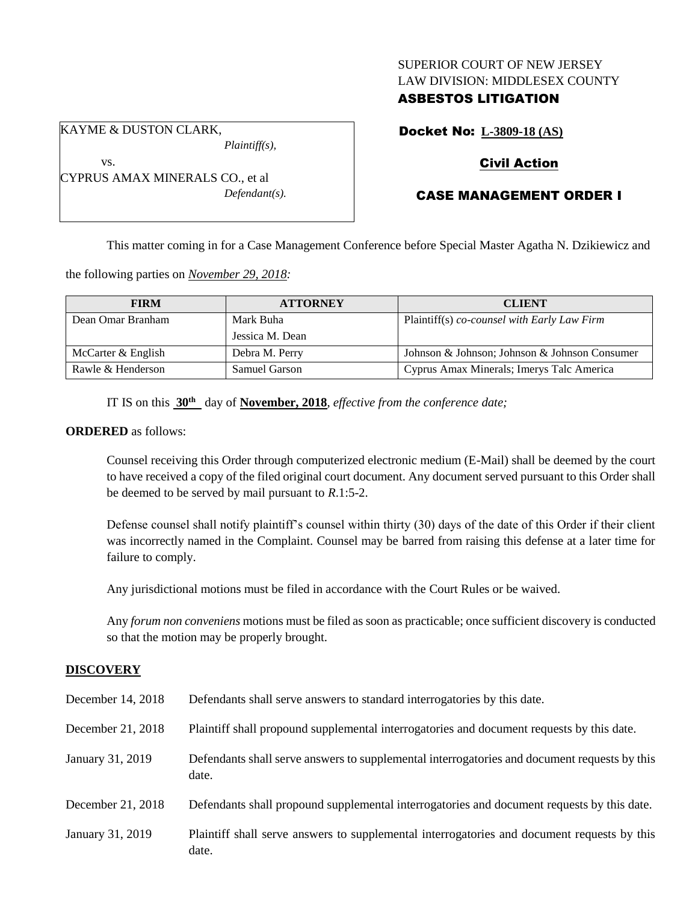SUPERIOR COURT OF NEW JERSEY
LAW DIVISION: MIDDLESEX COUNTY
**ASBESTOS LITIGATION**

KAYME & DUSTON CLARK,
*Plaintiff(s),*

vs.

CYPRUS AMAX MINERALS CO., et al
*Defendant(s).*

**Docket No: L-3809-18 (AS)**

**Civil Action**

**CASE MANAGEMENT ORDER I**

This matter coming in for a Case Management Conference before Special Master Agatha N. Dzikiewicz and the following parties on *November 29, 2018:*

| FIRM | ATTORNEY | CLIENT |
|---|---|---|
| Dean Omar Branham | Mark Buha<br>Jessica M. Dean | Plaintiff(s) *co-counsel with Early Law Firm* |
| McCarter & English | Debra M. Perry | Johnson & Johnson; Johnson & Johnson Consumer |
| Rawle & Henderson | Samuel Garson | Cyprus Amax Minerals; Imerys Talc America |

IT IS on this **30th** day of **November, 2018**, *effective from the conference date;*

**ORDERED** as follows:

Counsel receiving this Order through computerized electronic medium (E-Mail) shall be deemed by the court to have received a copy of the filed original court document. Any document served pursuant to this Order shall be deemed to be served by mail pursuant to *R*.1:5-2.

Defense counsel shall notify plaintiff's counsel within thirty (30) days of the date of this Order if their client was incorrectly named in the Complaint. Counsel may be barred from raising this defense at a later time for failure to comply.

Any jurisdictional motions must be filed in accordance with the Court Rules or be waived.

Any *forum non conveniens* motions must be filed as soon as practicable; once sufficient discovery is conducted so that the motion may be properly brought.

## DISCOVERY

| | |
|---|---|
| December 14, 2018 | Defendants shall serve answers to standard interrogatories by this date. |
| December 21, 2018 | Plaintiff shall propound supplemental interrogatories and document requests by this date. |
| January 31, 2019 | Defendants shall serve answers to supplemental interrogatories and document requests by this date. |
| December 21, 2018 | Defendants shall propound supplemental interrogatories and document requests by this date. |
| January 31, 2019 | Plaintiff shall serve answers to supplemental interrogatories and document requests by this date. |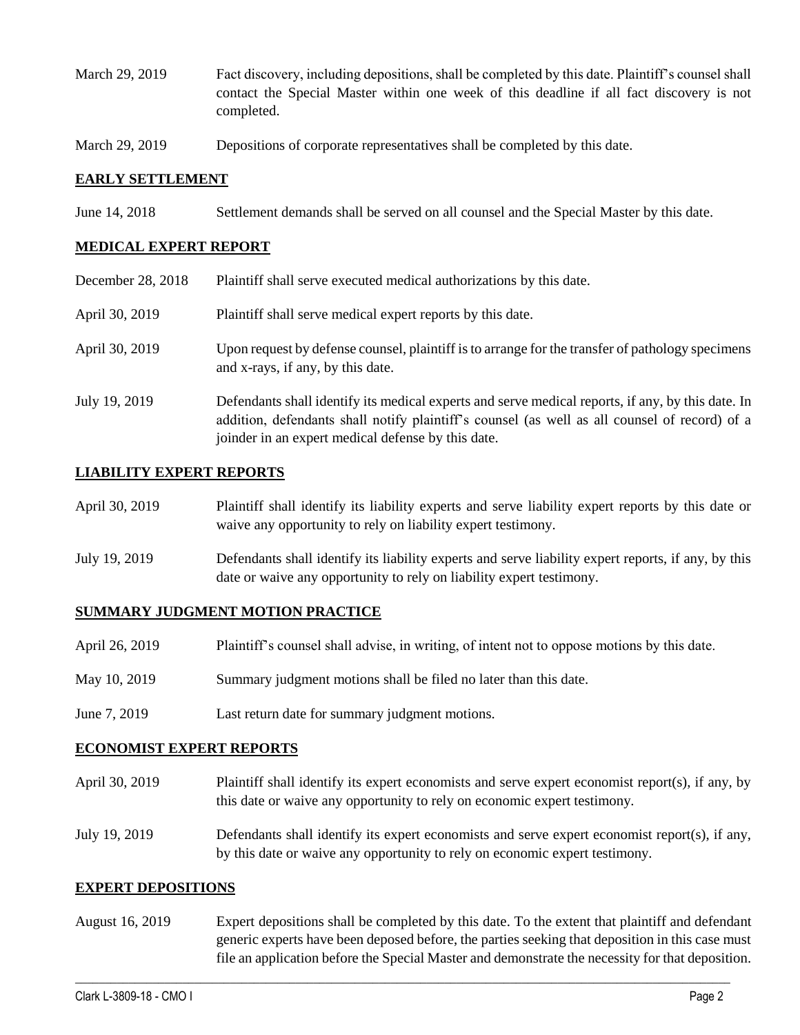March 29, 2019 Fact discovery, including depositions, shall be completed by this date. Plaintiff's counsel shall contact the Special Master within one week of this deadline if all fact discovery is not completed.

March 29, 2019 Depositions of corporate representatives shall be completed by this date.

## EARLY SETTLEMENT

June 14, 2018 Settlement demands shall be served on all counsel and the Special Master by this date.

## MEDICAL EXPERT REPORT

December 28, 2018 Plaintiff shall serve executed medical authorizations by this date.

April 30, 2019 Plaintiff shall serve medical expert reports by this date.

April 30, 2019 Upon request by defense counsel, plaintiff is to arrange for the transfer of pathology specimens and x-rays, if any, by this date.

July 19, 2019 Defendants shall identify its medical experts and serve medical reports, if any, by this date. In addition, defendants shall notify plaintiff's counsel (as well as all counsel of record) of a joinder in an expert medical defense by this date.

## LIABILITY EXPERT REPORTS

April 30, 2019 Plaintiff shall identify its liability experts and serve liability expert reports by this date or waive any opportunity to rely on liability expert testimony.

July 19, 2019 Defendants shall identify its liability experts and serve liability expert reports, if any, by this date or waive any opportunity to rely on liability expert testimony.

## SUMMARY JUDGMENT MOTION PRACTICE

April 26, 2019 Plaintiff's counsel shall advise, in writing, of intent not to oppose motions by this date.

May 10, 2019 Summary judgment motions shall be filed no later than this date.

June 7, 2019 Last return date for summary judgment motions.

## ECONOMIST EXPERT REPORTS

April 30, 2019 Plaintiff shall identify its expert economists and serve expert economist report(s), if any, by this date or waive any opportunity to rely on economic expert testimony.

July 19, 2019 Defendants shall identify its expert economists and serve expert economist report(s), if any, by this date or waive any opportunity to rely on economic expert testimony.

## EXPERT DEPOSITIONS

August 16, 2019 Expert depositions shall be completed by this date. To the extent that plaintiff and defendant generic experts have been deposed before, the parties seeking that deposition in this case must file an application before the Special Master and demonstrate the necessity for that deposition.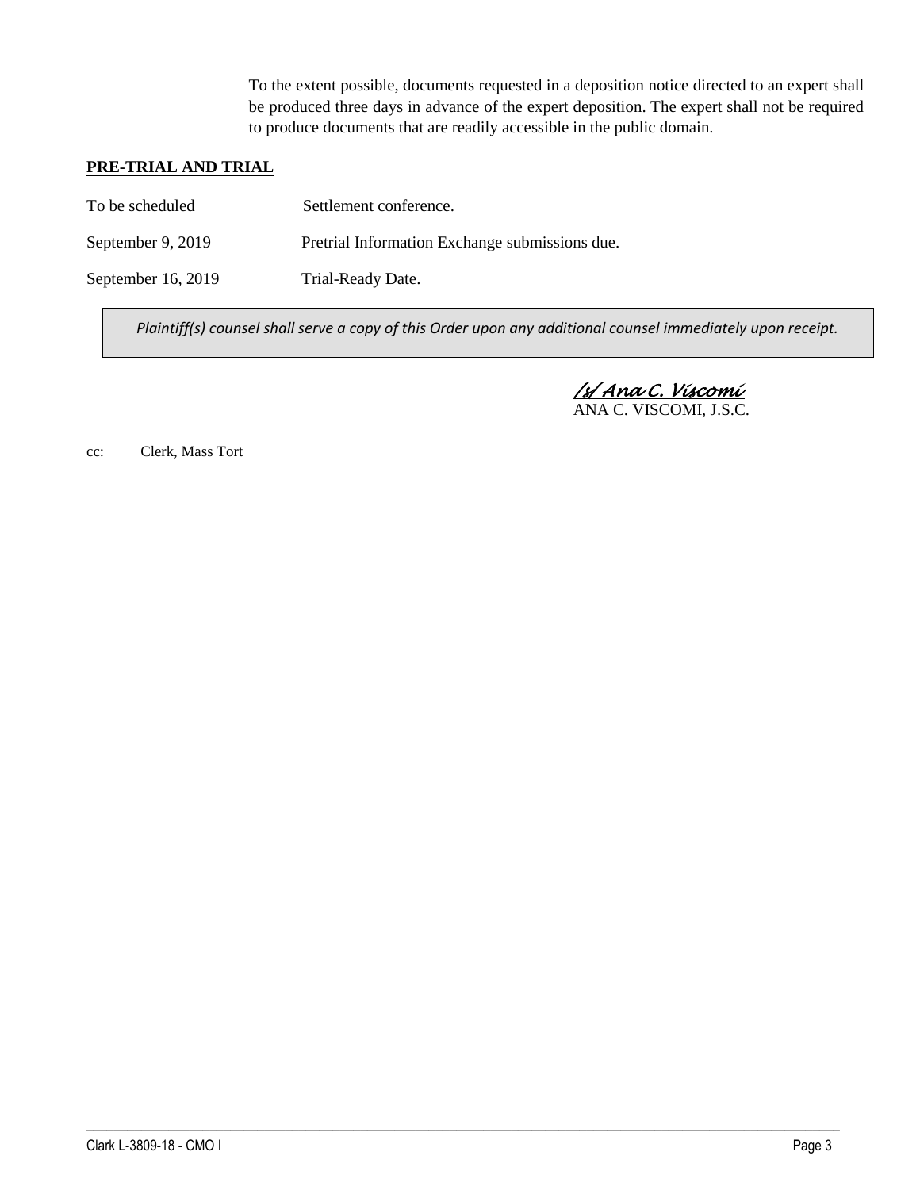To the extent possible, documents requested in a deposition notice directed to an expert shall be produced three days in advance of the expert deposition. The expert shall not be required to produce documents that are readily accessible in the public domain.

**PRE-TRIAL AND TRIAL**

| | |
|---|---|
| To be scheduled | Settlement conference. |
| September 9, 2019 | Pretrial Information Exchange submissions due. |
| September 16, 2019 | Trial-Ready Date. |

*Plaintiff(s) counsel shall serve a copy of this Order upon any additional counsel immediately upon receipt.*

*/s/ Ana C. Viscomi*
ANA C. VISCOMI, J.S.C.

cc: Clerk, Mass Tort